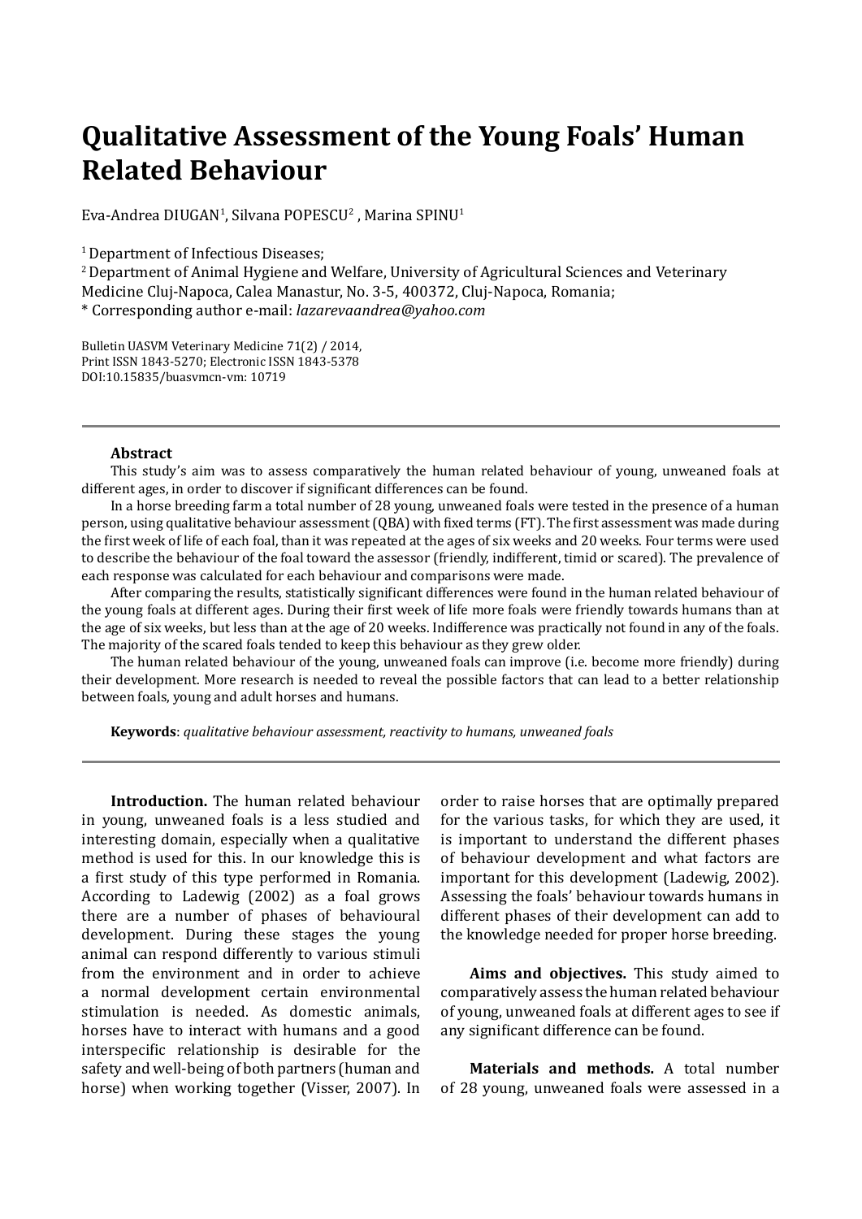# Qualitative Assessment of the Young Foals' Human Related Behaviour

Eva-Andrea DIUGAN[1], Silvana POPESCU[2] , Marina SPINU[1]

[1] Department of Infectious Diseases;

[2] Department of Animal Hygiene and Welfare, University of Agricultural Sciences and Veterinary Medicine Cluj-Napoca, Calea Manastur, No. 3-5, 400372, Cluj-Napoca, Romania;

\* Corresponding author e-mail: *lazarevaandrea@yahoo.com*

Bulletin UASVM Veterinary Medicine 71(2) / 2014,
Print ISSN 1843-5270; Electronic ISSN 1843-5378
DOI:10.15835/buasvmcn-vm: 10719

---

### Abstract

This study's aim was to assess comparatively the human related behaviour of young, unweaned foals at different ages, in order to discover if significant differences can be found.

In a horse breeding farm a total number of 28 young, unweaned foals were tested in the presence of a human person, using qualitative behaviour assessment (QBA) with fixed terms (FT). The first assessment was made during the first week of life of each foal, than it was repeated at the ages of six weeks and 20 weeks. Four terms were used to describe the behaviour of the foal toward the assessor (friendly, indifferent, timid or scared). The prevalence of each response was calculated for each behaviour and comparisons were made.

After comparing the results, statistically significant differences were found in the human related behaviour of the young foals at different ages. During their first week of life more foals were friendly towards humans than at the age of six weeks, but less than at the age of 20 weeks. Indifference was practically not found in any of the foals. The majority of the scared foals tended to keep this behaviour as they grew older.

The human related behaviour of the young, unweaned foals can improve (i.e. become more friendly) during their development. More research is needed to reveal the possible factors that can lead to a better relationship between foals, young and adult horses and humans.

**Keywords**: *qualitative behaviour assessment, reactivity to humans, unweaned foals*

---

**Introduction.** The human related behaviour in young, unweaned foals is a less studied and interesting domain, especially when a qualitative method is used for this. In our knowledge this is a first study of this type performed in Romania. According to Ladewig (2002) as a foal grows there are a number of phases of behavioural development. During these stages the young animal can respond differently to various stimuli from the environment and in order to achieve a normal development certain environmental stimulation is needed. As domestic animals, horses have to interact with humans and a good interspecific relationship is desirable for the safety and well-being of both partners (human and horse) when working together (Visser, 2007). In order to raise horses that are optimally prepared for the various tasks, for which they are used, it is important to understand the different phases of behaviour development and what factors are important for this development (Ladewig, 2002). Assessing the foals' behaviour towards humans in different phases of their development can add to the knowledge needed for proper horse breeding.

**Aims and objectives.** This study aimed to comparatively assess the human related behaviour of young, unweaned foals at different ages to see if any significant difference can be found.

**Materials and methods.** A total number of 28 young, unweaned foals were assessed in a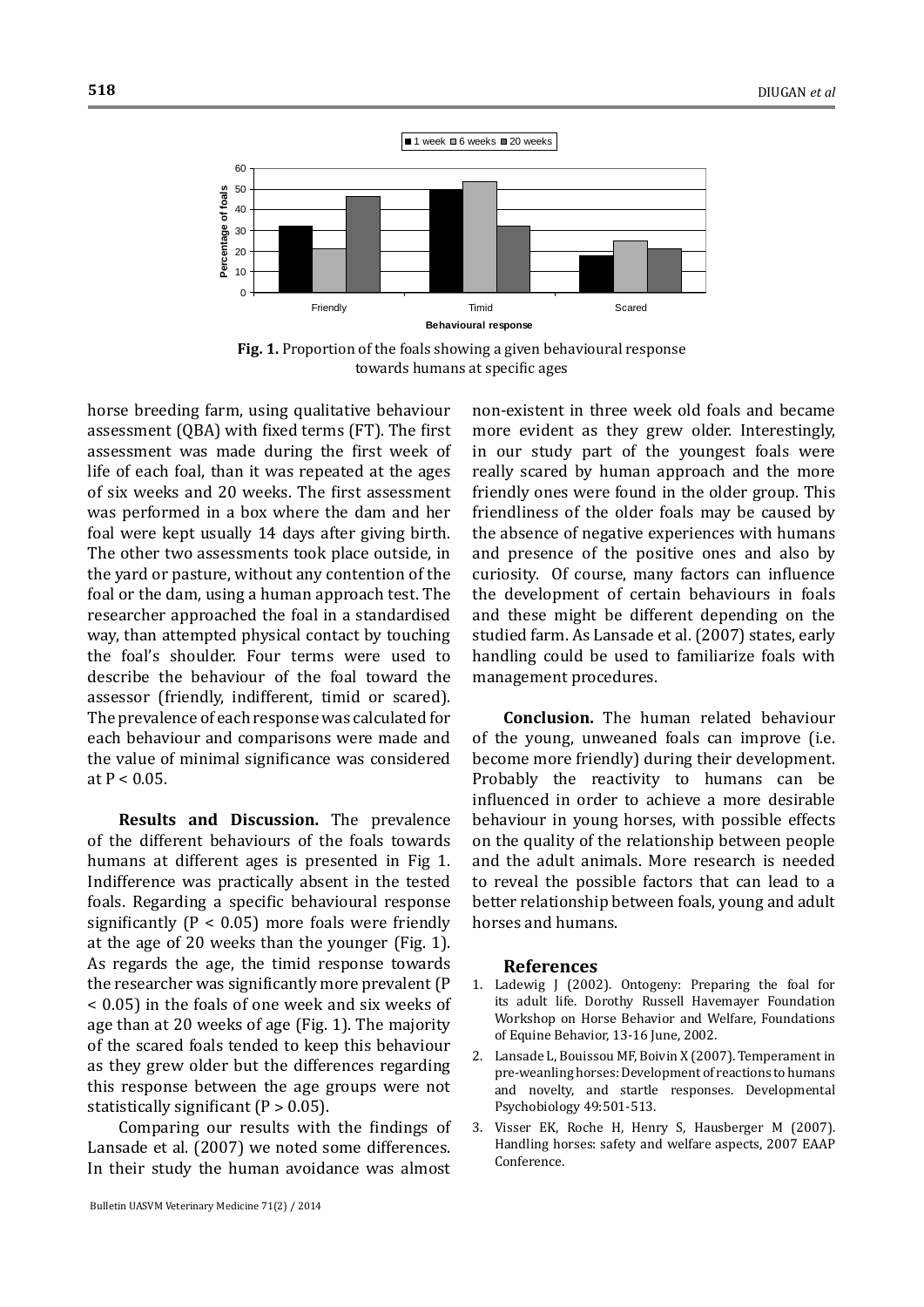■ 1 week ■ 6 weeks ■ 20 weeks

60
50
40
30
20
10
0

Percentage of foals

Friendly
Timid
Scared

Behavioural response

**Fig. 1.** Proportion of the foals showing a given behavioural response towards humans at specific ages

horse breeding farm, using qualitative behaviour assessment (QBA) with fixed terms (FT). The first assessment was made during the first week of life of each foal, than it was repeated at the ages of six weeks and 20 weeks. The first assessment was performed in a box where the dam and her foal were kept usually 14 days after giving birth. The other two assessments took place outside, in the yard or pasture, without any contention of the foal or the dam, using a human approach test. The researcher approached the foal in a standardised way, than attempted physical contact by touching the foal's shoulder. Four terms were used to describe the behaviour of the foal toward the assessor (friendly, indifferent, timid or scared). The prevalence of each response was calculated for each behaviour and comparisons were made and the value of minimal significance was considered at $P < 0.05$.

**Results and Discussion.** The prevalence of the different behaviours of the foals towards humans at different ages is presented in Fig 1. Indifference was practically absent in the tested foals. Regarding a specific behavioural response significantly ($P < 0.05$) more foals were friendly at the age of 20 weeks than the younger (Fig. 1). As regards the age, the timid response towards the researcher was significantly more prevalent ($P < 0.05$) in the foals of one week and six weeks of age than at 20 weeks of age (Fig. 1). The majority of the scared foals tended to keep this behaviour as they grew older but the differences regarding this response between the age groups were not statistically significant ($P > 0.05$).

Comparing our results with the findings of Lansade et al. (2007) we noted some differences. In their study the human avoidance was almost non-existent in three week old foals and became more evident as they grew older. Interestingly, in our study part of the youngest foals were really scared by human approach and the more friendly ones were found in the older group. This friendliness of the older foals may be caused by the absence of negative experiences with humans and presence of the positive ones and also by curiosity. Of course, many factors can influence the development of certain behaviours in foals and these might be different depending on the studied farm. As Lansade et al. (2007) states, early handling could be used to familiarize foals with management procedures.

**Conclusion.** The human related behaviour of the young, unweaned foals can improve (i.e. become more friendly) during their development. Probably the reactivity to humans can be influenced in order to achieve a more desirable behaviour in young horses, with possible effects on the quality of the relationship between people and the adult animals. More research is needed to reveal the possible factors that can lead to a better relationship between foals, young and adult horses and humans.

## References

1. Ladewig J (2002). Ontogeny: Preparing the foal for its adult life. Dorothy Russell Havemayer Foundation Workshop on Horse Behavior and Welfare, Foundations of Equine Behavior, 13-16 June, 2002.
2. Lansade L, Bouissou MF, Boivin X (2007). Temperament in pre-weanling horses: Development of reactions to humans and novelty, and startle responses. Developmental Psychobiology 49:501-513.
3. Visser EK, Roche H, Henry S, Hausberger M (2007). Handling horses: safety and welfare aspects, 2007 EAAP Conference.